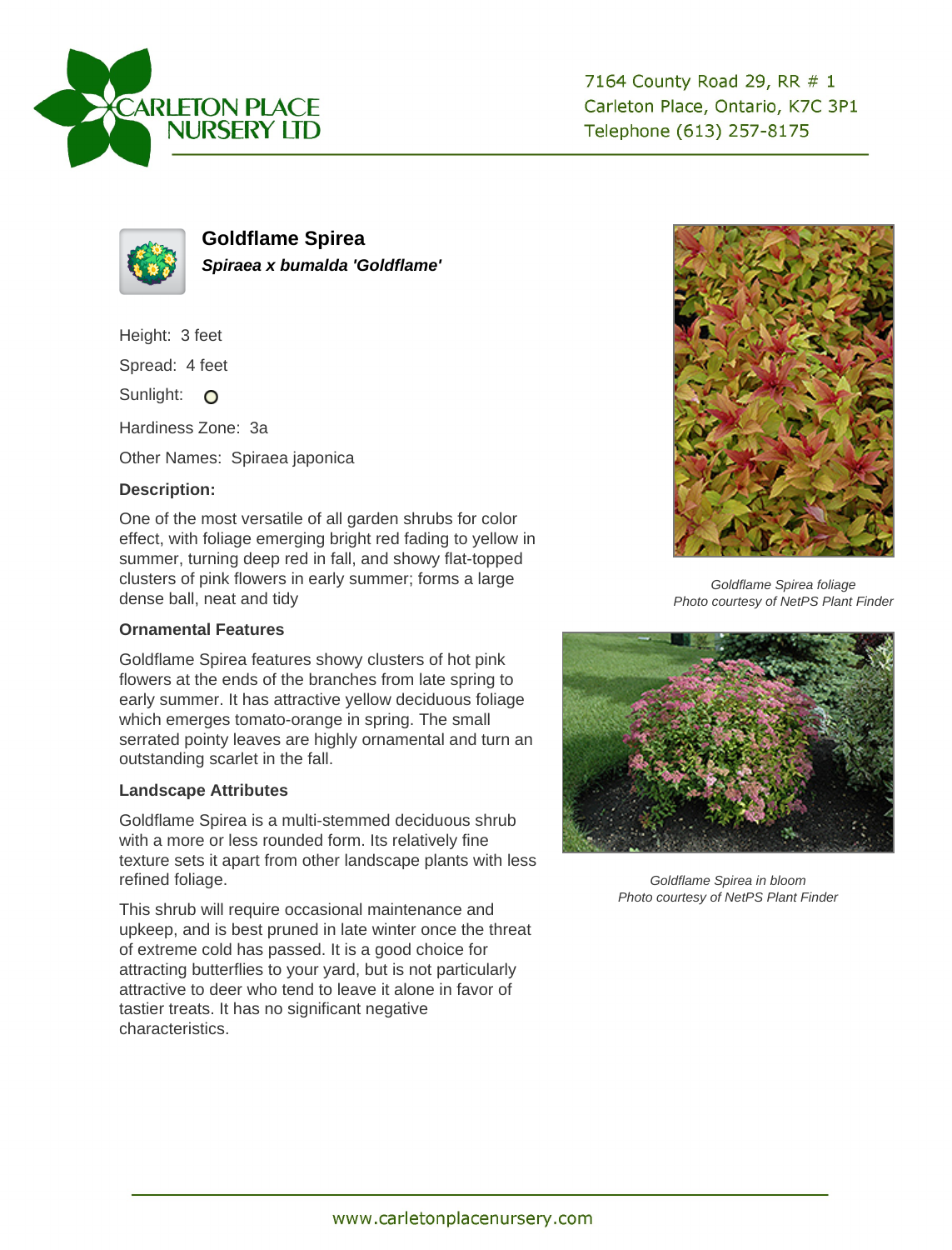CARLETON PLACE NURSERY LTD

7164 County Road 29, RR # 1
Carleton Place, Ontario, K7C 3P1
Telephone (613) 257-8175

# Goldflame Spirea

***Spiraea x bumalda 'Goldflame'***

Height: 3 feet

Spread: 4 feet

Sunlight: ○

Hardiness Zone: 3a

Other Names: Spiraea japonica

### Description:

One of the most versatile of all garden shrubs for color effect, with foliage emerging bright red fading to yellow in summer, turning deep red in fall, and showy flat-topped clusters of pink flowers in early summer; forms a large dense ball, neat and tidy

### Ornamental Features

Goldflame Spirea features showy clusters of hot pink flowers at the ends of the branches from late spring to early summer. It has attractive yellow deciduous foliage which emerges tomato-orange in spring. The small serrated pointy leaves are highly ornamental and turn an outstanding scarlet in the fall.

### Landscape Attributes

Goldflame Spirea is a multi-stemmed deciduous shrub with a more or less rounded form. Its relatively fine texture sets it apart from other landscape plants with less refined foliage.

This shrub will require occasional maintenance and upkeep, and is best pruned in late winter once the threat of extreme cold has passed. It is a good choice for attracting butterflies to your yard, but is not particularly attractive to deer who tend to leave it alone in favor of tastier treats. It has no significant negative characteristics.

*Goldflame Spirea foliage*
*Photo courtesy of NetPS Plant Finder*

*Goldflame Spirea in bloom*
*Photo courtesy of NetPS Plant Finder*

www.carletonplacenursery.com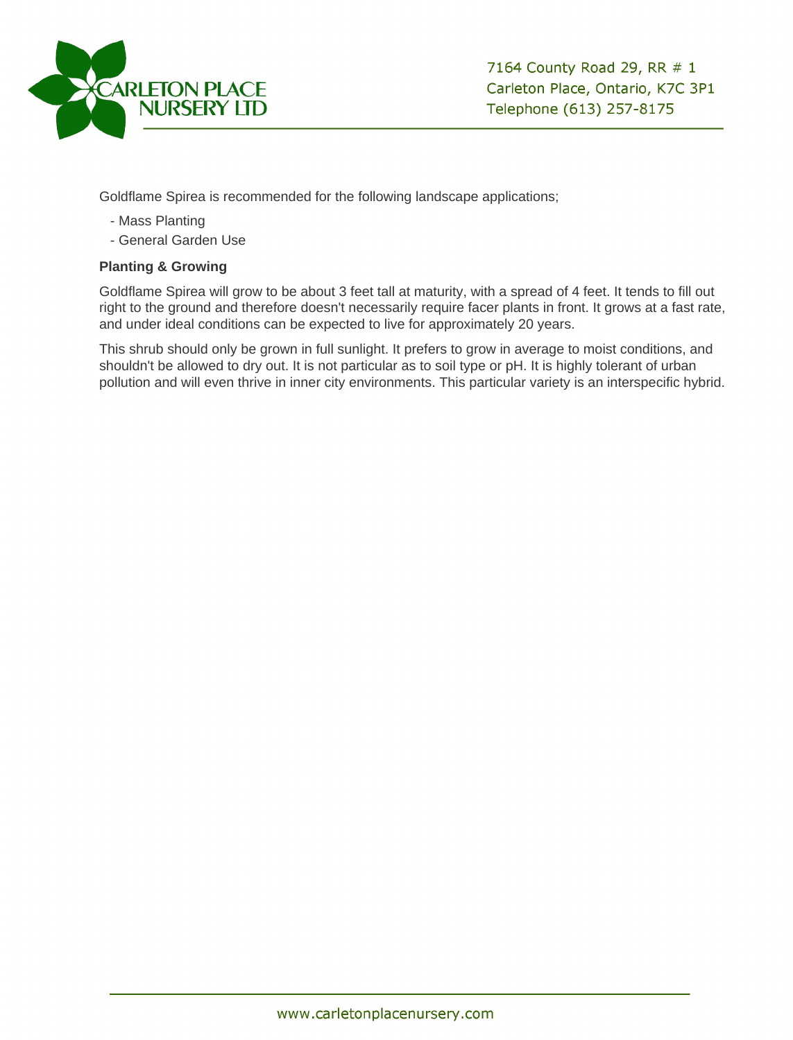Goldflame Spirea is recommended for the following landscape applications;

- Mass Planting
- General Garden Use

**Planting & Growing**

Goldflame Spirea will grow to be about 3 feet tall at maturity, with a spread of 4 feet. It tends to fill out right to the ground and therefore doesn't necessarily require facer plants in front. It grows at a fast rate, and under ideal conditions can be expected to live for approximately 20 years.

This shrub should only be grown in full sunlight. It prefers to grow in average to moist conditions, and shouldn't be allowed to dry out. It is not particular as to soil type or pH. It is highly tolerant of urban pollution and will even thrive in inner city environments. This particular variety is an interspecific hybrid.